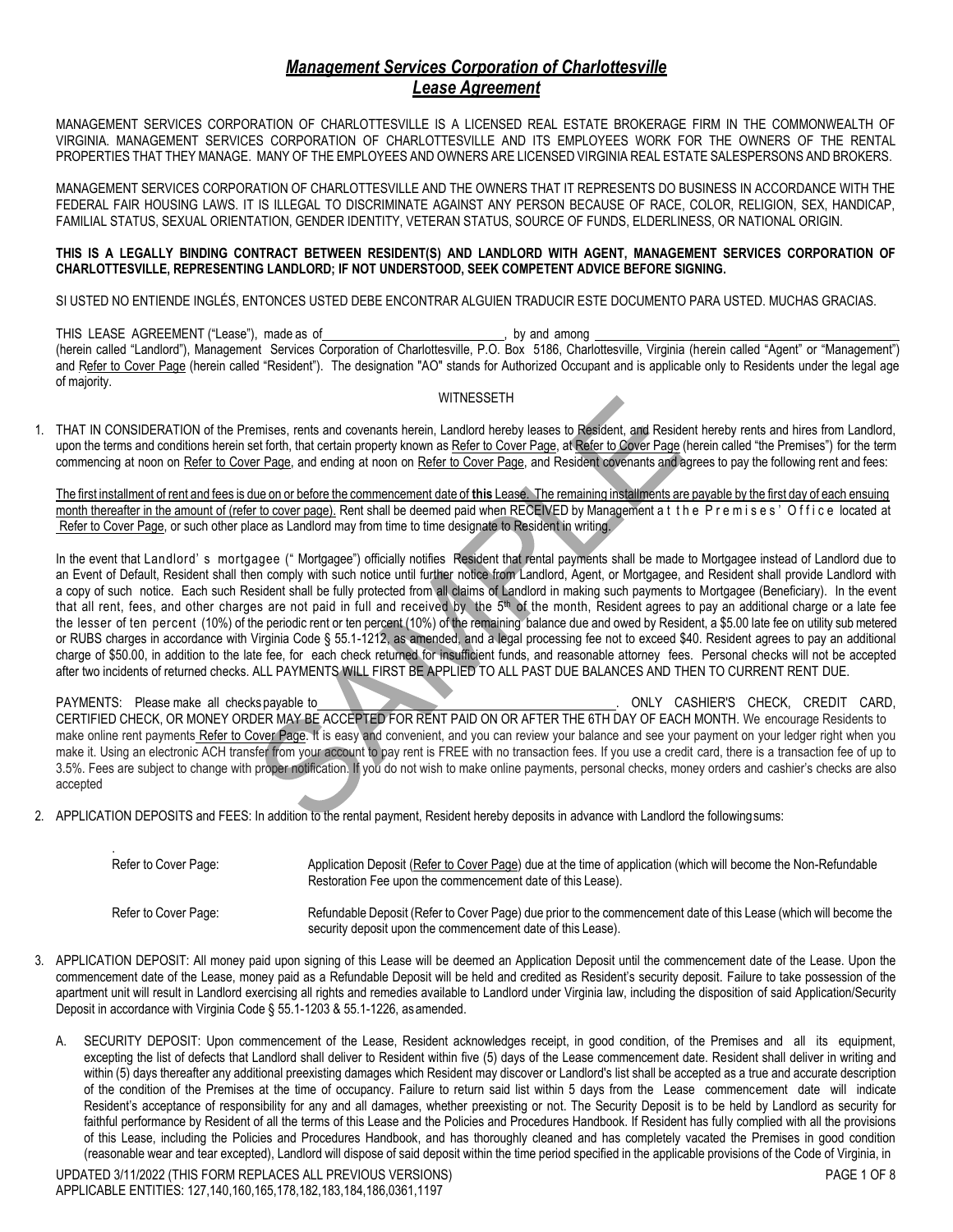# ***Management Services Corporation of Charlottesville***
# ***Lease Agreement***

MANAGEMENT SERVICES CORPORATION OF CHARLOTTESVILLE IS A LICENSED REAL ESTATE BROKERAGE FIRM IN THE COMMONWEALTH OF VIRGINIA. MANAGEMENT SERVICES CORPORATION OF CHARLOTTESVILLE AND ITS EMPLOYEES WORK FOR THE OWNERS OF THE RENTAL PROPERTIES THAT THEY MANAGE. MANY OF THE EMPLOYEES AND OWNERS ARE LICENSED VIRGINIA REAL ESTATE SALESPERSONS AND BROKERS.

MANAGEMENT SERVICES CORPORATION OF CHARLOTTESVILLE AND THE OWNERS THAT IT REPRESENTS DO BUSINESS IN ACCORDANCE WITH THE FEDERAL FAIR HOUSING LAWS. IT IS ILLEGAL TO DISCRIMINATE AGAINST ANY PERSON BECAUSE OF RACE, COLOR, RELIGION, SEX, HANDICAP, FAMILIAL STATUS, SEXUAL ORIENTATION, GENDER IDENTITY, VETERAN STATUS, SOURCE OF FUNDS, ELDERLINESS, OR NATIONAL ORIGIN.

**THIS IS A LEGALLY BINDING CONTRACT BETWEEN RESIDENT(S) AND LANDLORD WITH AGENT, MANAGEMENT SERVICES CORPORATION OF CHARLOTTESVILLE, REPRESENTING LANDLORD; IF NOT UNDERSTOOD, SEEK COMPETENT ADVICE BEFORE SIGNING.**

SI USTED NO ENTIENDE INGLÉS, ENTONCES USTED DEBE ENCONTRAR ALGUIEN TRADUCIR ESTE DOCUMENTO PARA USTED. MUCHAS GRACIAS.

THIS LEASE AGREEMENT ("Lease"), made as of\_\_\_\_\_\_\_\_\_\_\_\_\_\_\_\_\_\_\_\_\_\_\_\_\_\_\_\_, by and among \_\_\_\_\_\_\_\_\_\_\_\_\_\_\_\_\_\_\_\_\_\_\_\_\_\_\_\_\_\_\_\_\_\_\_\_\_\_\_\_ (herein called "Landlord"), Management Services Corporation of Charlottesville, P.O. Box 5186, Charlottesville, Virginia (herein called "Agent" or "Management") and <u>Refer to Cover Page</u> (herein called "Resident"). The designation "AO" stands for Authorized Occupant and is applicable only to Residents under the legal age of majority.

WITNESSETH

1. THAT IN CONSIDERATION of the Premises, rents and covenants herein, Landlord hereby leases to Resident, and Resident hereby rents and hires from Landlord, upon the terms and conditions herein set forth, that certain property known as <u>Refer to Cover Page</u>, at <u>Refer to Cover Page</u> (herein called "the Premises") for the term commencing at noon on <u>Refer to Cover Page</u>, and ending at noon on <u>Refer to Cover Page</u>, and Resident covenants and agrees to pay the following rent and fees:

   <u>The first installment of rent and fees is due on or before the commencement date of **this** Lease. The remaining installments are payable by the first day of each ensuing month thereafter in the amount of (refer to cover page).</u> Rent shall be deemed paid when RECEIVED by Management at the Premises' Office located at <u>Refer to Cover Page</u>, or such other place as Landlord may from time to time designate to Resident in writing.

   In the event that Landlord's mortgagee ("Mortgagee") officially notifies Resident that rental payments shall be made to Mortgagee instead of Landlord due to an Event of Default, Resident shall then comply with such notice until further notice from Landlord, Agent, or Mortgagee, and Resident shall provide Landlord with a copy of such notice. Each such Resident shall be fully protected from all claims of Landlord in making such payments to Mortgagee (Beneficiary). In the event that all rent, fees, and other charges are not paid in full and received by the 5th of the month, Resident agrees to pay an additional charge or a late fee the lesser of ten percent (10%) of the periodic rent or ten percent (10%) of the remaining balance due and owed by Resident, a $5.00 late fee on utility sub metered or RUBS charges in accordance with Virginia Code § 55.1-1212, as amended, and a legal processing fee not to exceed $40. Resident agrees to pay an additional charge of $50.00, in addition to the late fee, for each check returned for insufficient funds, and reasonable attorney fees. Personal checks will not be accepted after two incidents of returned checks. ALL PAYMENTS WILL FIRST BE APPLIED TO ALL PAST DUE BALANCES AND THEN TO CURRENT RENT DUE.

   PAYMENTS: Please make all checks payable to\_\_\_\_\_\_\_\_\_\_\_\_\_\_\_\_\_\_\_\_\_\_\_\_\_\_\_\_\_\_\_\_\_\_\_\_\_\_\_\_. ONLY CASHIER'S CHECK, CREDIT CARD, CERTIFIED CHECK, OR MONEY ORDER MAY BE ACCEPTED FOR RENT PAID ON OR AFTER THE 6TH DAY OF EACH MONTH. We encourage Residents to make online rent payments <u>Refer to Cover Page</u>. It is easy and convenient, and you can review your balance and see your payment on your ledger right when you make it. Using an electronic ACH transfer from your account to pay rent is FREE with no transaction fees. If you use a credit card, there is a transaction fee of up to 3.5%. Fees are subject to change with proper notification. If you do not wish to make online payments, personal checks, money orders and cashier's checks are also accepted

2. APPLICATION DEPOSITS and FEES: In addition to the rental payment, Resident hereby deposits in advance with Landlord the following sums:

   | | |
   |---|---|
   | Refer to Cover Page: | Application Deposit (<u>Refer to Cover Page</u>) due at the time of application (which will become the Non-Refundable Restoration Fee upon the commencement date of this Lease). |
   | Refer to Cover Page: | Refundable Deposit (Refer to Cover Page) due prior to the commencement date of this Lease (which will become the security deposit upon the commencement date of this Lease). |

3. APPLICATION DEPOSIT: All money paid upon signing of this Lease will be deemed an Application Deposit until the commencement date of the Lease. Upon the commencement date of the Lease, money paid as a Refundable Deposit will be held and credited as Resident's security deposit. Failure to take possession of the apartment unit will result in Landlord exercising all rights and remedies available to Landlord under Virginia law, including the disposition of said Application/Security Deposit in accordance with Virginia Code § 55.1-1203 & 55.1-1226, as amended.

   A. SECURITY DEPOSIT: Upon commencement of the Lease, Resident acknowledges receipt, in good condition, of the Premises and all its equipment, excepting the list of defects that Landlord shall deliver to Resident within five (5) days of the Lease commencement date. Resident shall deliver in writing and within (5) days thereafter any additional preexisting damages which Resident may discover or Landlord's list shall be accepted as a true and accurate description of the condition of the Premises at the time of occupancy. Failure to return said list within 5 days from the Lease commencement date will indicate Resident's acceptance of responsibility for any and all damages, whether preexisting or not. The Security Deposit is to be held by Landlord as security for faithful performance by Resident of all the terms of this Lease and the Policies and Procedures Handbook. If Resident has fully complied with all the provisions of this Lease, including the Policies and Procedures Handbook, and has thoroughly cleaned and has completely vacated the Premises in good condition (reasonable wear and tear excepted), Landlord will dispose of said deposit within the time period specified in the applicable provisions of the Code of Virginia, in

UPDATED 3/11/2022 (THIS FORM REPLACES ALL PREVIOUS VERSIONS)
APPLICABLE ENTITIES: 127,140,160,165,178,182,183,184,186,0361,1197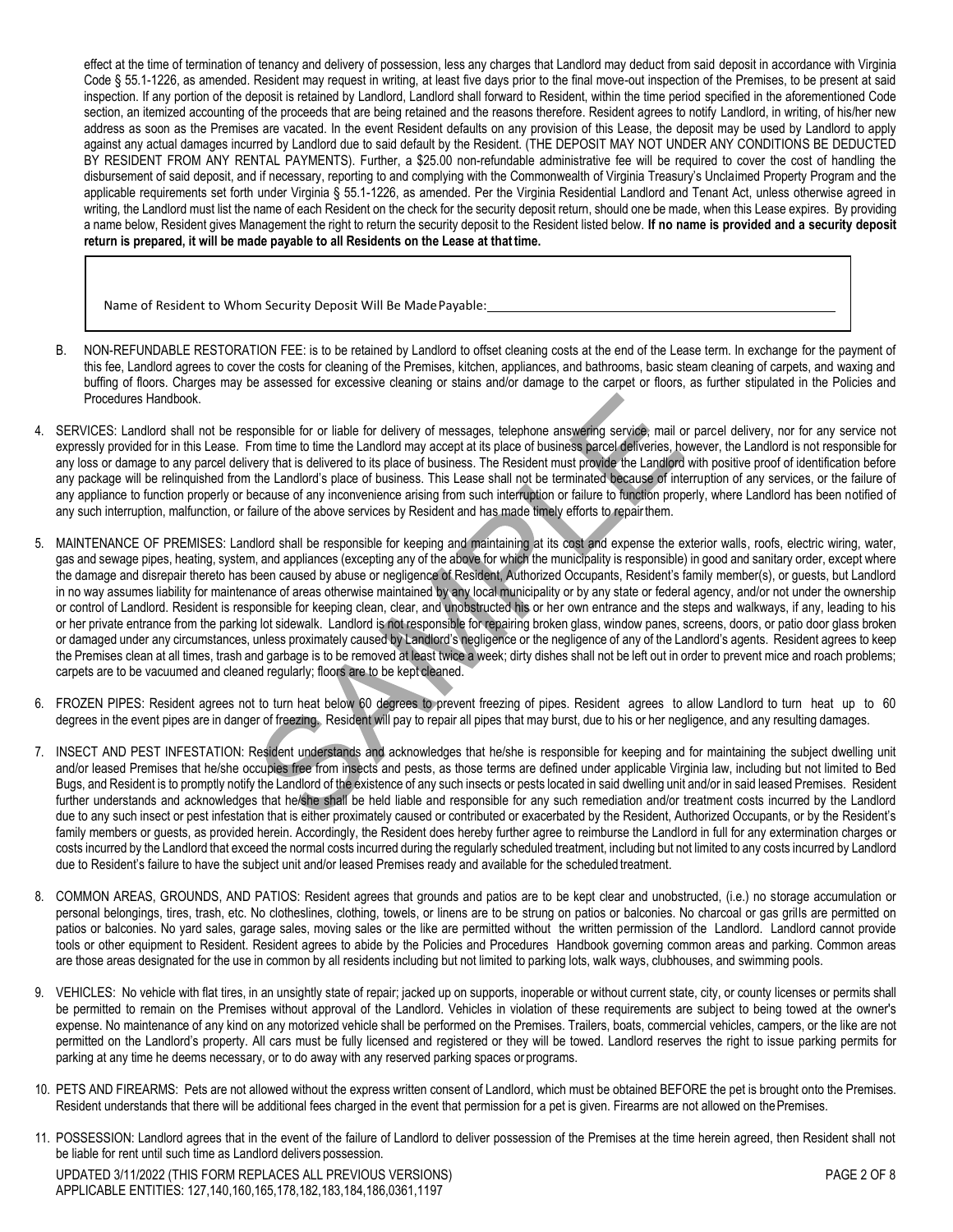effect at the time of termination of tenancy and delivery of possession, less any charges that Landlord may deduct from said deposit in accordance with Virginia Code § 55.1-1226, as amended. Resident may request in writing, at least five days prior to the final move-out inspection of the Premises, to be present at said inspection. If any portion of the deposit is retained by Landlord, Landlord shall forward to Resident, within the time period specified in the aforementioned Code section, an itemized accounting of the proceeds that are being retained and the reasons therefore. Resident agrees to notify Landlord, in writing, of his/her new address as soon as the Premises are vacated. In the event Resident defaults on any provision of this Lease, the deposit may be used by Landlord to apply against any actual damages incurred by Landlord due to said default by the Resident. (THE DEPOSIT MAY NOT UNDER ANY CONDITIONS BE DEDUCTED BY RESIDENT FROM ANY RENTAL PAYMENTS). Further, a $25.00 non-refundable administrative fee will be required to cover the cost of handling the disbursement of said deposit, and if necessary, reporting to and complying with the Commonwealth of Virginia Treasury's Unclaimed Property Program and the applicable requirements set forth under Virginia § 55.1-1226, as amended. Per the Virginia Residential Landlord and Tenant Act, unless otherwise agreed in writing, the Landlord must list the name of each Resident on the check for the security deposit return, should one be made, when this Lease expires. By providing a name below, Resident gives Management the right to return the security deposit to the Resident listed below. **If no name is provided and a security deposit return is prepared, it will be made payable to all Residents on the Lease at that time.**

Name of Resident to Whom Security Deposit Will Be Made Payable: ______________________________

B. NON-REFUNDABLE RESTORATION FEE: is to be retained by Landlord to offset cleaning costs at the end of the Lease term. In exchange for the payment of this fee, Landlord agrees to cover the costs for cleaning of the Premises, kitchen, appliances, and bathrooms, basic steam cleaning of carpets, and waxing and buffing of floors. Charges may be assessed for excessive cleaning or stains and/or damage to the carpet or floors, as further stipulated in the Policies and Procedures Handbook.

4. SERVICES: Landlord shall not be responsible for or liable for delivery of messages, telephone answering service, mail or parcel delivery, nor for any service not expressly provided for in this Lease. From time to time the Landlord may accept at its place of business parcel deliveries, however, the Landlord is not responsible for any loss or damage to any parcel delivery that is delivered to its place of business. The Resident must provide the Landlord with positive proof of identification before any package will be relinquished from the Landlord's place of business. This Lease shall not be terminated because of interruption of any services, or the failure of any appliance to function properly or because of any inconvenience arising from such interruption or failure to function properly, where Landlord has been notified of any such interruption, malfunction, or failure of the above services by Resident and has made timely efforts to repair them.

5. MAINTENANCE OF PREMISES: Landlord shall be responsible for keeping and maintaining at its cost and expense the exterior walls, roofs, electric wiring, water, gas and sewage pipes, heating, system, and appliances (excepting any of the above for which the municipality is responsible) in good and sanitary order, except where the damage and disrepair thereto has been caused by abuse or negligence of Resident, Authorized Occupants, Resident's family member(s), or guests, but Landlord in no way assumes liability for maintenance of areas otherwise maintained by any local municipality or by any state or federal agency, and/or not under the ownership or control of Landlord. Resident is responsible for keeping clean, clear, and unobstructed his or her own entrance and the steps and walkways, if any, leading to his or her private entrance from the parking lot sidewalk. Landlord is not responsible for repairing broken glass, window panes, screens, doors, or patio door glass broken or damaged under any circumstances, unless proximately caused by Landlord's negligence or the negligence of any of the Landlord's agents. Resident agrees to keep the Premises clean at all times, trash and garbage is to be removed at least twice a week; dirty dishes shall not be left out in order to prevent mice and roach problems; carpets are to be vacuumed and cleaned regularly; floors are to be kept cleaned.

6. FROZEN PIPES: Resident agrees not to turn heat below 60 degrees to prevent freezing of pipes. Resident agrees to allow Landlord to turn heat up to 60 degrees in the event pipes are in danger of freezing. Resident will pay to repair all pipes that may burst, due to his or her negligence, and any resulting damages.

7. INSECT AND PEST INFESTATION: Resident understands and acknowledges that he/she is responsible for keeping and for maintaining the subject dwelling unit and/or leased Premises that he/she occupies free from insects and pests, as those terms are defined under applicable Virginia law, including but not limited to Bed Bugs, and Resident is to promptly notify the Landlord of the existence of any such insects or pests located in said dwelling unit and/or in said leased Premises. Resident further understands and acknowledges that he/she shall be held liable and responsible for any such remediation and/or treatment costs incurred by the Landlord due to any such insect or pest infestation that is either proximately caused or contributed or exacerbated by the Resident, Authorized Occupants, or by the Resident's family members or guests, as provided herein. Accordingly, the Resident does hereby further agree to reimburse the Landlord in full for any extermination charges or costs incurred by the Landlord that exceed the normal costs incurred during the regularly scheduled treatment, including but not limited to any costs incurred by Landlord due to Resident's failure to have the subject unit and/or leased Premises ready and available for the scheduled treatment.

8. COMMON AREAS, GROUNDS, AND PATIOS: Resident agrees that grounds and patios are to be kept clear and unobstructed, (i.e.) no storage accumulation or personal belongings, tires, trash, etc. No clotheslines, clothing, towels, or linens are to be strung on patios or balconies. No charcoal or gas grills are permitted on patios or balconies. No yard sales, garage sales, moving sales or the like are permitted without the written permission of the Landlord. Landlord cannot provide tools or other equipment to Resident. Resident agrees to abide by the Policies and Procedures Handbook governing common areas and parking. Common areas are those areas designated for the use in common by all residents including but not limited to parking lots, walk ways, clubhouses, and swimming pools.

9. VEHICLES: No vehicle with flat tires, in an unsightly state of repair; jacked up on supports, inoperable or without current state, city, or county licenses or permits shall be permitted to remain on the Premises without approval of the Landlord. Vehicles in violation of these requirements are subject to being towed at the owner's expense. No maintenance of any kind on any motorized vehicle shall be performed on the Premises. Trailers, boats, commercial vehicles, campers, or the like are not permitted on the Landlord's property. All cars must be fully licensed and registered or they will be towed. Landlord reserves the right to issue parking permits for parking at any time he deems necessary, or to do away with any reserved parking spaces or programs.

10. PETS AND FIREARMS: Pets are not allowed without the express written consent of Landlord, which must be obtained BEFORE the pet is brought onto the Premises. Resident understands that there will be additional fees charged in the event that permission for a pet is given. Firearms are not allowed on the Premises.

11. POSSESSION: Landlord agrees that in the event of the failure of Landlord to deliver possession of the Premises at the time herein agreed, then Resident shall not be liable for rent until such time as Landlord delivers possession.

UPDATED 3/11/2022 (THIS FORM REPLACES ALL PREVIOUS VERSIONS)
APPLICABLE ENTITIES: 127,140,160,165,178,182,183,184,186,0361,1197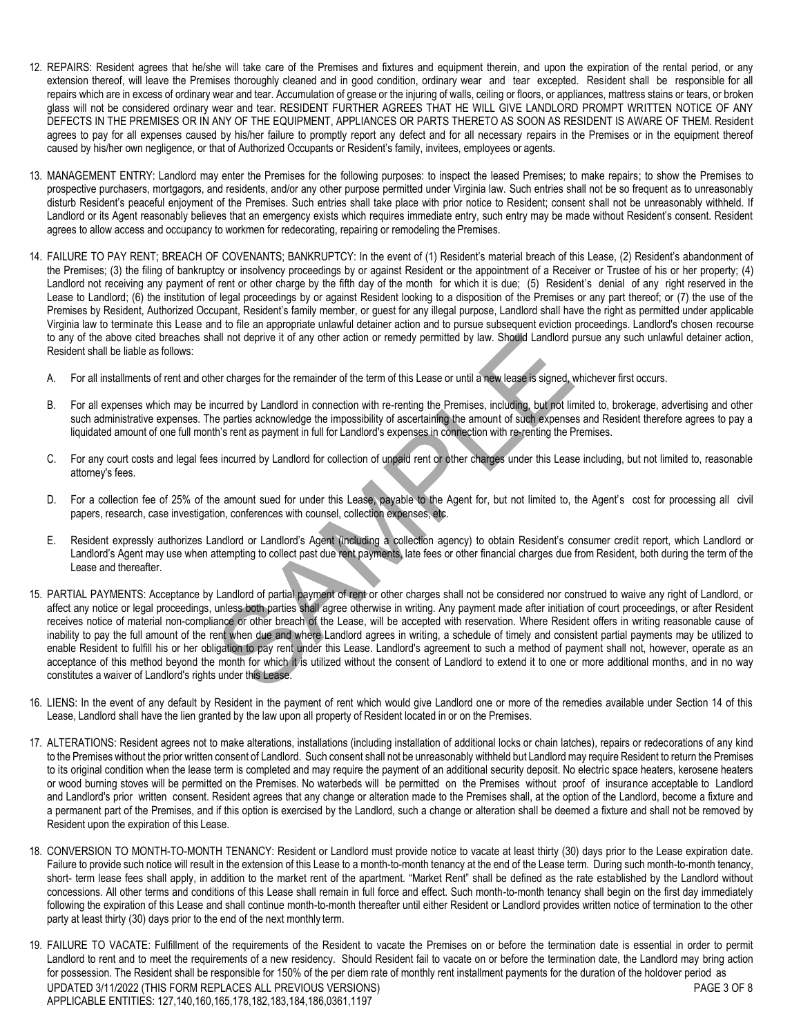12. REPAIRS: Resident agrees that he/she will take care of the Premises and fixtures and equipment therein, and upon the expiration of the rental period, or any extension thereof, will leave the Premises thoroughly cleaned and in good condition, ordinary wear and tear excepted. Resident shall be responsible for all repairs which are in excess of ordinary wear and tear. Accumulation of grease or the injuring of walls, ceiling or floors, or appliances, mattress stains or tears, or broken glass will not be considered ordinary wear and tear. RESIDENT FURTHER AGREES THAT HE WILL GIVE LANDLORD PROMPT WRITTEN NOTICE OF ANY DEFECTS IN THE PREMISES OR IN ANY OF THE EQUIPMENT, APPLIANCES OR PARTS THERETO AS SOON AS RESIDENT IS AWARE OF THEM. Resident agrees to pay for all expenses caused by his/her failure to promptly report any defect and for all necessary repairs in the Premises or in the equipment thereof caused by his/her own negligence, or that of Authorized Occupants or Resident's family, invitees, employees or agents.

13. MANAGEMENT ENTRY: Landlord may enter the Premises for the following purposes: to inspect the leased Premises; to make repairs; to show the Premises to prospective purchasers, mortgagors, and residents, and/or any other purpose permitted under Virginia law. Such entries shall not be so frequent as to unreasonably disturb Resident's peaceful enjoyment of the Premises. Such entries shall take place with prior notice to Resident; consent shall not be unreasonably withheld. If Landlord or its Agent reasonably believes that an emergency exists which requires immediate entry, such entry may be made without Resident's consent. Resident agrees to allow access and occupancy to workmen for redecorating, repairing or remodeling the Premises.

14. FAILURE TO PAY RENT; BREACH OF COVENANTS; BANKRUPTCY: In the event of (1) Resident's material breach of this Lease, (2) Resident's abandonment of the Premises; (3) the filing of bankruptcy or insolvency proceedings by or against Resident or the appointment of a Receiver or Trustee of his or her property; (4) Landlord not receiving any payment of rent or other charge by the fifth day of the month for which it is due; (5) Resident's denial of any right reserved in the Lease to Landlord; (6) the institution of legal proceedings by or against Resident looking to a disposition of the Premises or any part thereof; or (7) the use of the Premises by Resident, Authorized Occupant, Resident's family member, or guest for any illegal purpose, Landlord shall have the right as permitted under applicable Virginia law to terminate this Lease and to file an appropriate unlawful detainer action and to pursue subsequent eviction proceedings. Landlord's chosen recourse to any of the above cited breaches shall not deprive it of any other action or remedy permitted by law. Should Landlord pursue any such unlawful detainer action, Resident shall be liable as follows:

    A. For all installments of rent and other charges for the remainder of the term of this Lease or until a new lease is signed, whichever first occurs.

    B. For all expenses which may be incurred by Landlord in connection with re-renting the Premises, including, but not limited to, brokerage, advertising and other such administrative expenses. The parties acknowledge the impossibility of ascertaining the amount of such expenses and Resident therefore agrees to pay a liquidated amount of one full month's rent as payment in full for Landlord's expenses in connection with re-renting the Premises.

    C. For any court costs and legal fees incurred by Landlord for collection of unpaid rent or other charges under this Lease including, but not limited to, reasonable attorney's fees.

    D. For a collection fee of 25% of the amount sued for under this Lease, payable to the Agent for, but not limited to, the Agent's cost for processing all civil papers, research, case investigation, conferences with counsel, collection expenses, etc.

    E. Resident expressly authorizes Landlord or Landlord's Agent (including a collection agency) to obtain Resident's consumer credit report, which Landlord or Landlord's Agent may use when attempting to collect past due rent payments, late fees or other financial charges due from Resident, both during the term of the Lease and thereafter.

15. PARTIAL PAYMENTS: Acceptance by Landlord of partial payment of rent or other charges shall not be considered nor construed to waive any right of Landlord, or affect any notice or legal proceedings, unless both parties shall agree otherwise in writing. Any payment made after initiation of court proceedings, or after Resident receives notice of material non-compliance or other breach of the Lease, will be accepted with reservation. Where Resident offers in writing reasonable cause of inability to pay the full amount of the rent when due and where Landlord agrees in writing, a schedule of timely and consistent partial payments may be utilized to enable Resident to fulfill his or her obligation to pay rent under this Lease. Landlord's agreement to such a method of payment shall not, however, operate as an acceptance of this method beyond the month for which it is utilized without the consent of Landlord to extend it to one or more additional months, and in no way constitutes a waiver of Landlord's rights under this Lease.

16. LIENS: In the event of any default by Resident in the payment of rent which would give Landlord one or more of the remedies available under Section 14 of this Lease, Landlord shall have the lien granted by the law upon all property of Resident located in or on the Premises.

17. ALTERATIONS: Resident agrees not to make alterations, installations (including installation of additional locks or chain latches), repairs or redecorations of any kind to the Premises without the prior written consent of Landlord. Such consent shall not be unreasonably withheld but Landlord may require Resident to return the Premises to its original condition when the lease term is completed and may require the payment of an additional security deposit. No electric space heaters, kerosene heaters or wood burning stoves will be permitted on the Premises. No waterbeds will be permitted on the Premises without proof of insurance acceptable to Landlord and Landlord's prior written consent. Resident agrees that any change or alteration made to the Premises shall, at the option of the Landlord, become a fixture and a permanent part of the Premises, and if this option is exercised by the Landlord, such a change or alteration shall be deemed a fixture and shall not be removed by Resident upon the expiration of this Lease.

18. CONVERSION TO MONTH-TO-MONTH TENANCY: Resident or Landlord must provide notice to vacate at least thirty (30) days prior to the Lease expiration date. Failure to provide such notice will result in the extension of this Lease to a month-to-month tenancy at the end of the Lease term. During such month-to-month tenancy, short- term lease fees shall apply, in addition to the market rent of the apartment. "Market Rent" shall be defined as the rate established by the Landlord without concessions. All other terms and conditions of this Lease shall remain in full force and effect. Such month-to-month tenancy shall begin on the first day immediately following the expiration of this Lease and shall continue month-to-month thereafter until either Resident or Landlord provides written notice of termination to the other party at least thirty (30) days prior to the end of the next monthly term.

19. FAILURE TO VACATE: Fulfillment of the requirements of the Resident to vacate the Premises on or before the termination date is essential in order to permit Landlord to rent and to meet the requirements of a new residency. Should Resident fail to vacate on or before the termination date, the Landlord may bring action for possession. The Resident shall be responsible for 150% of the per diem rate of monthly rent installment payments for the duration of the holdover period as

UPDATED 3/11/2022 (THIS FORM REPLACES ALL PREVIOUS VERSIONS)
APPLICABLE ENTITIES: 127,140,160,165,178,182,183,184,186,0361,1197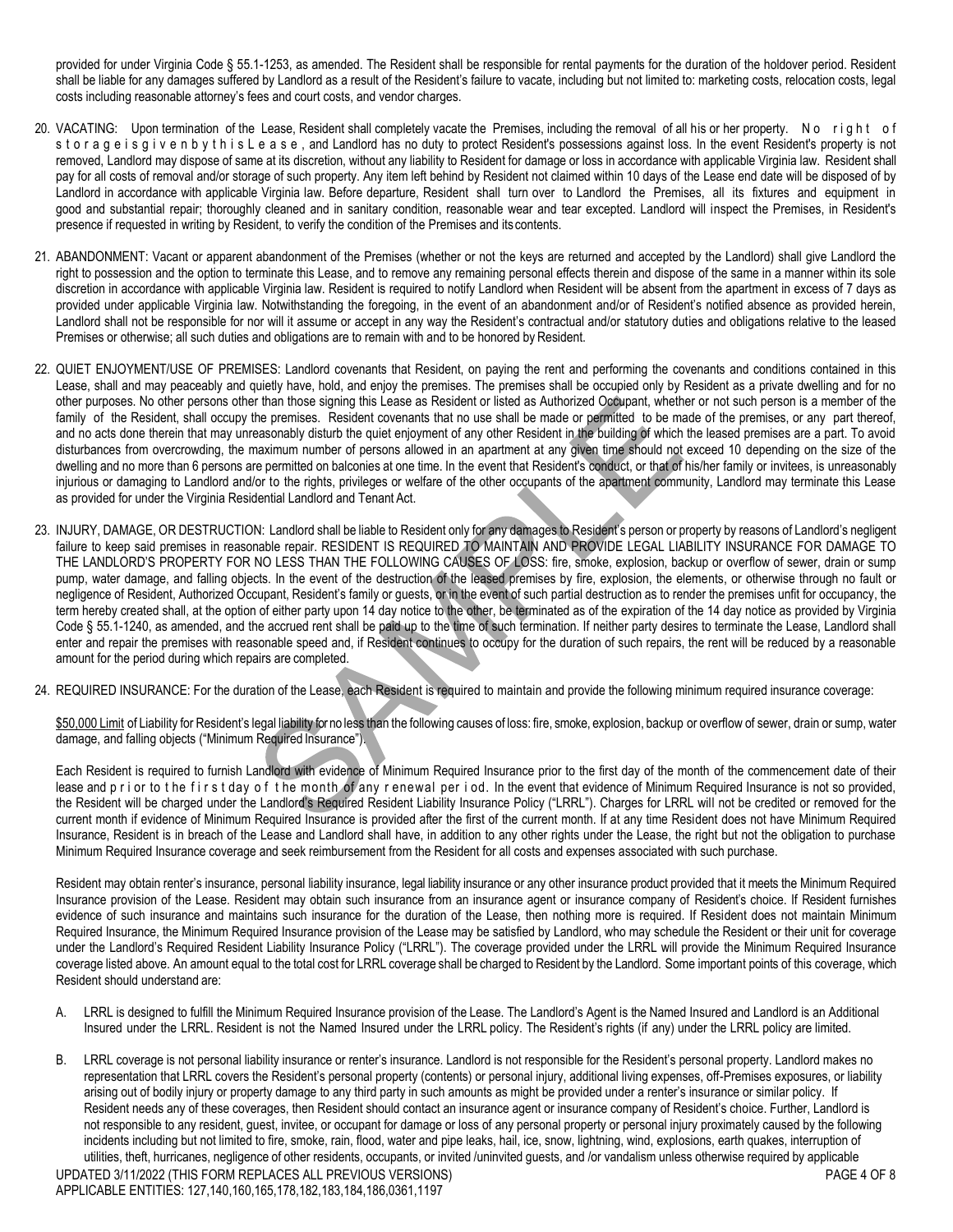provided for under Virginia Code § 55.1-1253, as amended. The Resident shall be responsible for rental payments for the duration of the holdover period. Resident shall be liable for any damages suffered by Landlord as a result of the Resident's failure to vacate, including but not limited to: marketing costs, relocation costs, legal costs including reasonable attorney's fees and court costs, and vendor charges.

20. VACATING: Upon termination of the Lease, Resident shall completely vacate the Premises, including the removal of all his or her property. No right of storage is given by this Lease, and Landlord has no duty to protect Resident's possessions against loss. In the event Resident's property is not removed, Landlord may dispose of same at its discretion, without any liability to Resident for damage or loss in accordance with applicable Virginia law. Resident shall pay for all costs of removal and/or storage of such property. Any item left behind by Resident not claimed within 10 days of the Lease end date will be disposed of by Landlord in accordance with applicable Virginia law. Before departure, Resident shall turn over to Landlord the Premises, all its fixtures and equipment in good and substantial repair; thoroughly cleaned and in sanitary condition, reasonable wear and tear excepted. Landlord will inspect the Premises, in Resident's presence if requested in writing by Resident, to verify the condition of the Premises and its contents.

21. ABANDONMENT: Vacant or apparent abandonment of the Premises (whether or not the keys are returned and accepted by the Landlord) shall give Landlord the right to possession and the option to terminate this Lease, and to remove any remaining personal effects therein and dispose of the same in a manner within its sole discretion in accordance with applicable Virginia law. Resident is required to notify Landlord when Resident will be absent from the apartment in excess of 7 days as provided under applicable Virginia law. Notwithstanding the foregoing, in the event of an abandonment and/or of Resident's notified absence as provided herein, Landlord shall not be responsible for nor will it assume or accept in any way the Resident's contractual and/or statutory duties and obligations relative to the leased Premises or otherwise; all such duties and obligations are to remain with and to be honored by Resident.

22. QUIET ENJOYMENT/USE OF PREMISES: Landlord covenants that Resident, on paying the rent and performing the covenants and conditions contained in this Lease, shall and may peaceably and quietly have, hold, and enjoy the premises. The premises shall be occupied only by Resident as a private dwelling and for no other purposes. No other persons other than those signing this Lease as Resident or listed as Authorized Occupant, whether or not such person is a member of the family of the Resident, shall occupy the premises. Resident covenants that no use shall be made or permitted to be made of the premises, or any part thereof, and no acts done therein that may unreasonably disturb the quiet enjoyment of any other Resident in the building of which the leased premises are a part. To avoid disturbances from overcrowding, the maximum number of persons allowed in an apartment at any given time should not exceed 10 depending on the size of the dwelling and no more than 6 persons are permitted on balconies at one time. In the event that Resident's conduct, or that of his/her family or invitees, is unreasonably injurious or damaging to Landlord and/or to the rights, privileges or welfare of the other occupants of the apartment community, Landlord may terminate this Lease as provided for under the Virginia Residential Landlord and Tenant Act.

23. INJURY, DAMAGE, OR DESTRUCTION: Landlord shall be liable to Resident only for any damages to Resident's person or property by reasons of Landlord's negligent failure to keep said premises in reasonable repair. RESIDENT IS REQUIRED TO MAINTAIN AND PROVIDE LEGAL LIABILITY INSURANCE FOR DAMAGE TO THE LANDLORD'S PROPERTY FOR NO LESS THAN THE FOLLOWING CAUSES OF LOSS: fire, smoke, explosion, backup or overflow of sewer, drain or sump pump, water damage, and falling objects. In the event of the destruction of the leased premises by fire, explosion, the elements, or otherwise through no fault or negligence of Resident, Authorized Occupant, Resident's family or guests, or in the event of such partial destruction as to render the premises unfit for occupancy, the term hereby created shall, at the option of either party upon 14 day notice to the other, be terminated as of the expiration of the 14 day notice as provided by Virginia Code § 55.1-1240, as amended, and the accrued rent shall be paid up to the time of such termination. If neither party desires to terminate the Lease, Landlord shall enter and repair the premises with reasonable speed and, if Resident continues to occupy for the duration of such repairs, the rent will be reduced by a reasonable amount for the period during which repairs are completed.

24. REQUIRED INSURANCE: For the duration of the Lease, each Resident is required to maintain and provide the following minimum required insurance coverage:

    <u>$50,000 Limit</u> of Liability for Resident's legal liability for no less than the following causes of loss: fire, smoke, explosion, backup or overflow of sewer, drain or sump, water damage, and falling objects ("Minimum Required Insurance").

    Each Resident is required to furnish Landlord with evidence of Minimum Required Insurance prior to the first day of the month of the commencement date of their lease and prior to the first day of the month of any renewal period. In the event that evidence of Minimum Required Insurance is not so provided, the Resident will be charged under the Landlord's Required Resident Liability Insurance Policy ("LRRL"). Charges for LRRL will not be credited or removed for the current month if evidence of Minimum Required Insurance is provided after the first of the current month. If at any time Resident does not have Minimum Required Insurance, Resident is in breach of the Lease and Landlord shall have, in addition to any other rights under the Lease, the right but not the obligation to purchase Minimum Required Insurance coverage and seek reimbursement from the Resident for all costs and expenses associated with such purchase.

    Resident may obtain renter's insurance, personal liability insurance, legal liability insurance or any other insurance product provided that it meets the Minimum Required Insurance provision of the Lease. Resident may obtain such insurance from an insurance agent or insurance company of Resident's choice. If Resident furnishes evidence of such insurance and maintains such insurance for the duration of the Lease, then nothing more is required. If Resident does not maintain Minimum Required Insurance, the Minimum Required Insurance provision of the Lease may be satisfied by Landlord, who may schedule the Resident or their unit for coverage under the Landlord's Required Resident Liability Insurance Policy ("LRRL"). The coverage provided under the LRRL will provide the Minimum Required Insurance coverage listed above. An amount equal to the total cost for LRRL coverage shall be charged to Resident by the Landlord. Some important points of this coverage, which Resident should understand are:

    A. LRRL is designed to fulfill the Minimum Required Insurance provision of the Lease. The Landlord's Agent is the Named Insured and Landlord is an Additional Insured under the LRRL. Resident is not the Named Insured under the LRRL policy. The Resident's rights (if any) under the LRRL policy are limited.

    B. LRRL coverage is not personal liability insurance or renter's insurance. Landlord is not responsible for the Resident's personal property. Landlord makes no representation that LRRL covers the Resident's personal property (contents) or personal injury, additional living expenses, off-Premises exposures, or liability arising out of bodily injury or property damage to any third party in such amounts as might be provided under a renter's insurance or similar policy. If Resident needs any of these coverages, then Resident should contact an insurance agent or insurance company of Resident's choice. Further, Landlord is not responsible to any resident, guest, invitee, or occupant for damage or loss of any personal property or personal injury proximately caused by the following incidents including but not limited to fire, smoke, rain, flood, water and pipe leaks, hail, ice, snow, lightning, wind, explosions, earth quakes, interruption of utilities, theft, hurricanes, negligence of other residents, occupants, or invited /uninvited guests, and /or vandalism unless otherwise required by applicable

UPDATED 3/11/2022 (THIS FORM REPLACES ALL PREVIOUS VERSIONS)
APPLICABLE ENTITIES: 127,140,160,165,178,182,183,184,186,0361,1197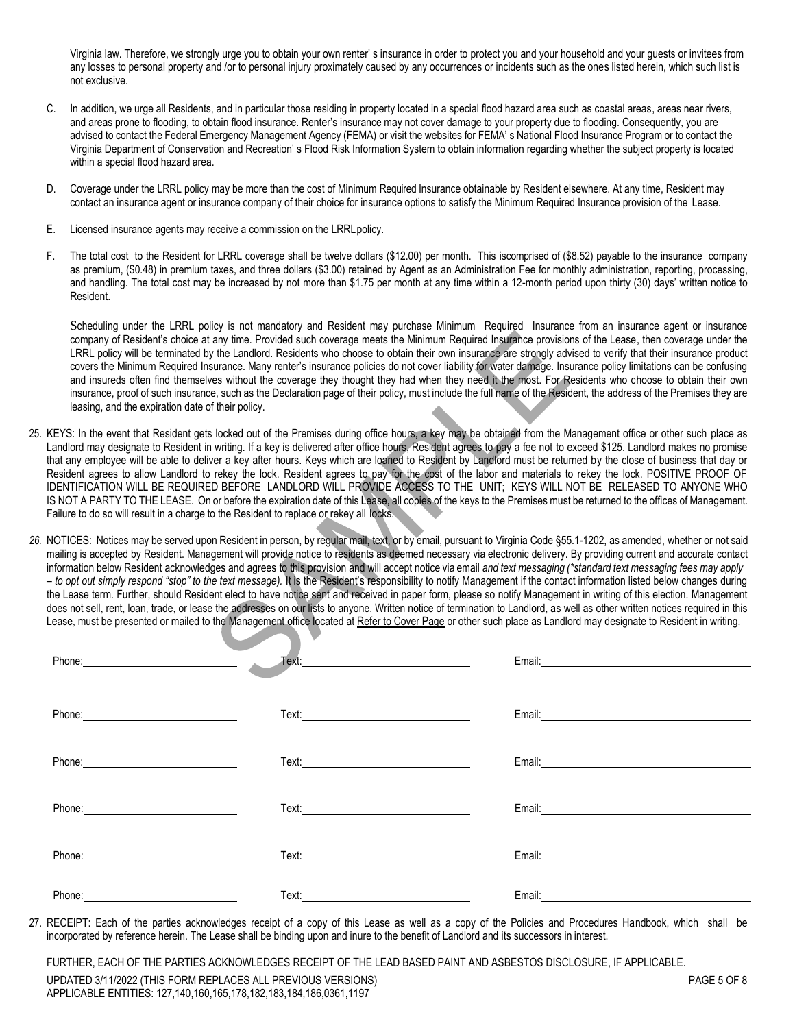Virginia law. Therefore, we strongly urge you to obtain your own renter' s insurance in order to protect you and your household and your guests or invitees from any losses to personal property and /or to personal injury proximately caused by any occurrences or incidents such as the ones listed herein, which such list is not exclusive.

C. In addition, we urge all Residents, and in particular those residing in property located in a special flood hazard area such as coastal areas, areas near rivers, and areas prone to flooding, to obtain flood insurance. Renter's insurance may not cover damage to your property due to flooding. Consequently, you are advised to contact the Federal Emergency Management Agency (FEMA) or visit the websites for FEMA' s National Flood Insurance Program or to contact the Virginia Department of Conservation and Recreation' s Flood Risk Information System to obtain information regarding whether the subject property is located within a special flood hazard area.

D. Coverage under the LRRL policy may be more than the cost of Minimum Required Insurance obtainable by Resident elsewhere. At any time, Resident may contact an insurance agent or insurance company of their choice for insurance options to satisfy the Minimum Required Insurance provision of the Lease.

E. Licensed insurance agents may receive a commission on the LRRL policy.

F. The total cost to the Resident for LRRL coverage shall be twelve dollars ($12.00) per month. This iscomprised of ($8.52) payable to the insurance company as premium, ($0.48) in premium taxes, and three dollars ($3.00) retained by Agent as an Administration Fee for monthly administration, reporting, processing, and handling. The total cost may be increased by not more than $1.75 per month at any time within a 12-month period upon thirty (30) days' written notice to Resident.

Scheduling under the LRRL policy is not mandatory and Resident may purchase Minimum Required Insurance from an insurance agent or insurance company of Resident's choice at any time. Provided such coverage meets the Minimum Required Insurance provisions of the Lease, then coverage under the LRRL policy will be terminated by the Landlord. Residents who choose to obtain their own insurance are strongly advised to verify that their insurance product covers the Minimum Required Insurance. Many renter's insurance policies do not cover liability for water damage. Insurance policy limitations can be confusing and insureds often find themselves without the coverage they thought they had when they need it the most. For Residents who choose to obtain their own insurance, proof of such insurance, such as the Declaration page of their policy, must include the full name of the Resident, the address of the Premises they are leasing, and the expiration date of their policy.

25. KEYS: In the event that Resident gets locked out of the Premises during office hours, a key may be obtained from the Management office or other such place as Landlord may designate to Resident in writing. If a key is delivered after office hours, Resident agrees to pay a fee not to exceed $125. Landlord makes no promise that any employee will be able to deliver a key after hours. Keys which are loaned to Resident by Landlord must be returned by the close of business that day or Resident agrees to allow Landlord to rekey the lock. Resident agrees to pay for the cost of the labor and materials to rekey the lock. POSITIVE PROOF OF IDENTIFICATION WILL BE REQUIRED BEFORE LANDLORD WILL PROVIDE ACCESS TO THE UNIT; KEYS WILL NOT BE RELEASED TO ANYONE WHO IS NOT A PARTY TO THE LEASE. On or before the expiration date of this Lease, all copies of the keys to the Premises must be returned to the offices of Management. Failure to do so will result in a charge to the Resident to replace or rekey all locks.

26. NOTICES: Notices may be served upon Resident in person, by regular mail, text, or by email, pursuant to Virginia Code §55.1-1202, as amended, whether or not said mailing is accepted by Resident. Management will provide notice to residents as deemed necessary via electronic delivery. By providing current and accurate contact information below Resident acknowledges and agrees to this provision and will accept notice via email *and text messaging (\*standard text messaging fees may apply – to opt out simply respond "stop" to the text message)*. It is the Resident's responsibility to notify Management if the contact information listed below changes during the Lease term. Further, should Resident elect to have notice sent and received in paper form, please so notify Management in writing of this election. Management does not sell, rent, loan, trade, or lease the addresses on our lists to anyone. Written notice of termination to Landlord, as well as other written notices required in this Lease, must be presented or mailed to the Management office located at Refer to Cover Page or other such place as Landlord may designate to Resident in writing.

| Phone: | Text: | Email: |
|---|---|---|
| Phone: | Text: | Email: |
| Phone: | Text: | Email: |
| Phone: | Text: | Email: |
| Phone: | Text: | Email: |
| Phone: | Text: | Email: |

27. RECEIPT: Each of the parties acknowledges receipt of a copy of this Lease as well as a copy of the Policies and Procedures Handbook, which shall be incorporated by reference herein. The Lease shall be binding upon and inure to the benefit of Landlord and its successors in interest.

FURTHER, EACH OF THE PARTIES ACKNOWLEDGES RECEIPT OF THE LEAD BASED PAINT AND ASBESTOS DISCLOSURE, IF APPLICABLE.

UPDATED 3/11/2022 (THIS FORM REPLACES ALL PREVIOUS VERSIONS)
APPLICABLE ENTITIES: 127,140,160,165,178,182,183,184,186,0361,1197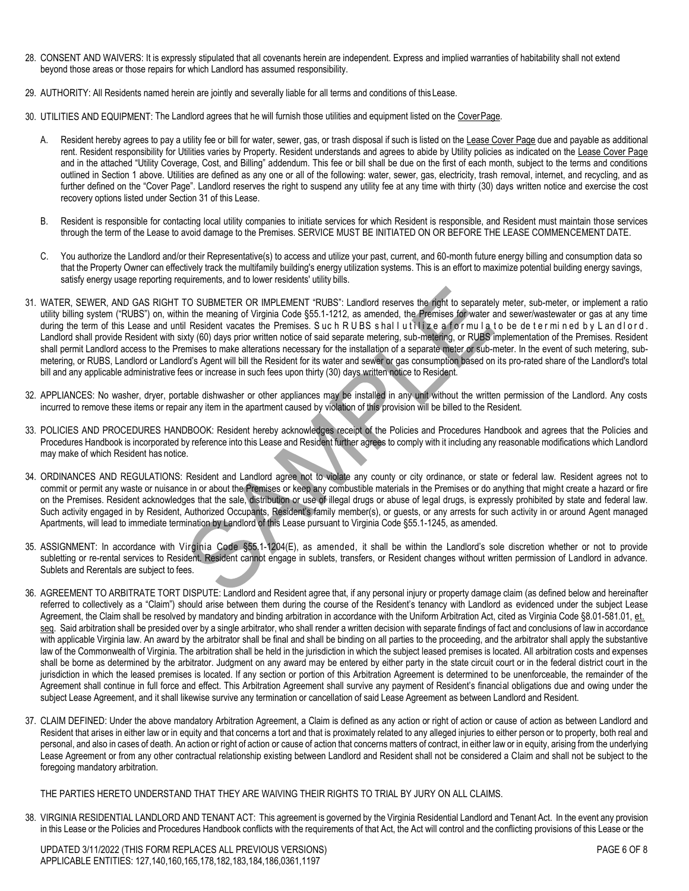28. CONSENT AND WAIVERS: It is expressly stipulated that all covenants herein are independent. Express and implied warranties of habitability shall not extend beyond those areas or those repairs for which Landlord has assumed responsibility.

29. AUTHORITY: All Residents named herein are jointly and severally liable for all terms and conditions of this Lease.

30. UTILITIES AND EQUIPMENT: The Landlord agrees that he will furnish those utilities and equipment listed on the Cover Page.

    A. Resident hereby agrees to pay a utility fee or bill for water, sewer, gas, or trash disposal if such is listed on the Lease Cover Page due and payable as additional rent. Resident responsibility for Utilities varies by Property. Resident understands and agrees to abide by Utility policies as indicated on the Lease Cover Page and in the attached "Utility Coverage, Cost, and Billing" addendum. This fee or bill shall be due on the first of each month, subject to the terms and conditions outlined in Section 1 above. Utilities are defined as any one or all of the following: water, sewer, gas, electricity, trash removal, internet, and recycling, and as further defined on the "Cover Page". Landlord reserves the right to suspend any utility fee at any time with thirty (30) days written notice and exercise the cost recovery options listed under Section 31 of this Lease.

    B. Resident is responsible for contacting local utility companies to initiate services for which Resident is responsible, and Resident must maintain those services through the term of the Lease to avoid damage to the Premises. SERVICE MUST BE INITIATED ON OR BEFORE THE LEASE COMMENCEMENT DATE.

    C. You authorize the Landlord and/or their Representative(s) to access and utilize your past, current, and 60-month future energy billing and consumption data so that the Property Owner can effectively track the multifamily building's energy utilization systems. This is an effort to maximize potential building energy savings, satisfy energy usage reporting requirements, and to lower residents' utility bills.

31. WATER, SEWER, AND GAS RIGHT TO SUBMETER OR IMPLEMENT "RUBS": Landlord reserves the right to separately meter, sub-meter, or implement a ratio utility billing system ("RUBS") on, within the meaning of Virginia Code §55.1-1212, as amended, the Premises for water and sewer/wastewater or gas at any time during the term of this Lease and until Resident vacates the Premises. Such RUBS shall utilize a formula to be determined by Landlord. Landlord shall provide Resident with sixty (60) days prior written notice of said separate metering, sub-metering, or RUBS implementation of the Premises. Resident shall permit Landlord access to the Premises to make alterations necessary for the installation of a separate meter or sub-meter. In the event of such metering, sub-metering, or RUBS, Landlord or Landlord's Agent will bill the Resident for its water and sewer or gas consumption based on its pro-rated share of the Landlord's total bill and any applicable administrative fees or increase in such fees upon thirty (30) days written notice to Resident.

32. APPLIANCES: No washer, dryer, portable dishwasher or other appliances may be installed in any unit without the written permission of the Landlord. Any costs incurred to remove these items or repair any item in the apartment caused by violation of this provision will be billed to the Resident.

33. POLICIES AND PROCEDURES HANDBOOK: Resident hereby acknowledges receipt of the Policies and Procedures Handbook and agrees that the Policies and Procedures Handbook is incorporated by reference into this Lease and Resident further agrees to comply with it including any reasonable modifications which Landlord may make of which Resident has notice.

34. ORDINANCES AND REGULATIONS: Resident and Landlord agree not to violate any county or city ordinance, or state or federal law. Resident agrees not to commit or permit any waste or nuisance in or about the Premises or keep any combustible materials in the Premises or do anything that might create a hazard or fire on the Premises. Resident acknowledges that the sale, distribution or use of illegal drugs or abuse of legal drugs, is expressly prohibited by state and federal law. Such activity engaged in by Resident, Authorized Occupants, Resident's family member(s), or guests, or any arrests for such activity in or around Agent managed Apartments, will lead to immediate termination by Landlord of this Lease pursuant to Virginia Code §55.1-1245, as amended.

35. ASSIGNMENT: In accordance with Virginia Code §55.1-1204(E), as amended, it shall be within the Landlord's sole discretion whether or not to provide subletting or re-rental services to Resident. Resident cannot engage in sublets, transfers, or Resident changes without written permission of Landlord in advance. Sublets and Rerentals are subject to fees.

36. AGREEMENT TO ARBITRATE TORT DISPUTE: Landlord and Resident agree that, if any personal injury or property damage claim (as defined below and hereinafter referred to collectively as a "Claim") should arise between them during the course of the Resident's tenancy with Landlord as evidenced under the subject Lease Agreement, the Claim shall be resolved by mandatory and binding arbitration in accordance with the Uniform Arbitration Act, cited as Virginia Code §8.01-581.01, et. seq. Said arbitration shall be presided over by a single arbitrator, who shall render a written decision with separate findings of fact and conclusions of law in accordance with applicable Virginia law. An award by the arbitrator shall be final and shall be binding on all parties to the proceeding, and the arbitrator shall apply the substantive law of the Commonwealth of Virginia. The arbitration shall be held in the jurisdiction in which the subject leased premises is located. All arbitration costs and expenses shall be borne as determined by the arbitrator. Judgment on any award may be entered by either party in the state circuit court or in the federal district court in the jurisdiction in which the leased premises is located. If any section or portion of this Arbitration Agreement is determined to be unenforceable, the remainder of the Agreement shall continue in full force and effect. This Arbitration Agreement shall survive any payment of Resident's financial obligations due and owing under the subject Lease Agreement, and it shall likewise survive any termination or cancellation of said Lease Agreement as between Landlord and Resident.

37. CLAIM DEFINED: Under the above mandatory Arbitration Agreement, a Claim is defined as any action or right of action or cause of action as between Landlord and Resident that arises in either law or in equity and that concerns a tort and that is proximately related to any alleged injuries to either person or to property, both real and personal, and also in cases of death. An action or right of action or cause of action that concerns matters of contract, in either law or in equity, arising from the underlying Lease Agreement or from any other contractual relationship existing between Landlord and Resident shall not be considered a Claim and shall not be subject to the foregoing mandatory arbitration.

    THE PARTIES HERETO UNDERSTAND THAT THEY ARE WAIVING THEIR RIGHTS TO TRIAL BY JURY ON ALL CLAIMS.

38. VIRGINIA RESIDENTIAL LANDLORD AND TENANT ACT: This agreement is governed by the Virginia Residential Landlord and Tenant Act. In the event any provision in this Lease or the Policies and Procedures Handbook conflicts with the requirements of that Act, the Act will control and the conflicting provisions of this Lease or the

UPDATED 3/11/2022 (THIS FORM REPLACES ALL PREVIOUS VERSIONS)
APPLICABLE ENTITIES: 127,140,160,165,178,182,183,184,186,0361,1197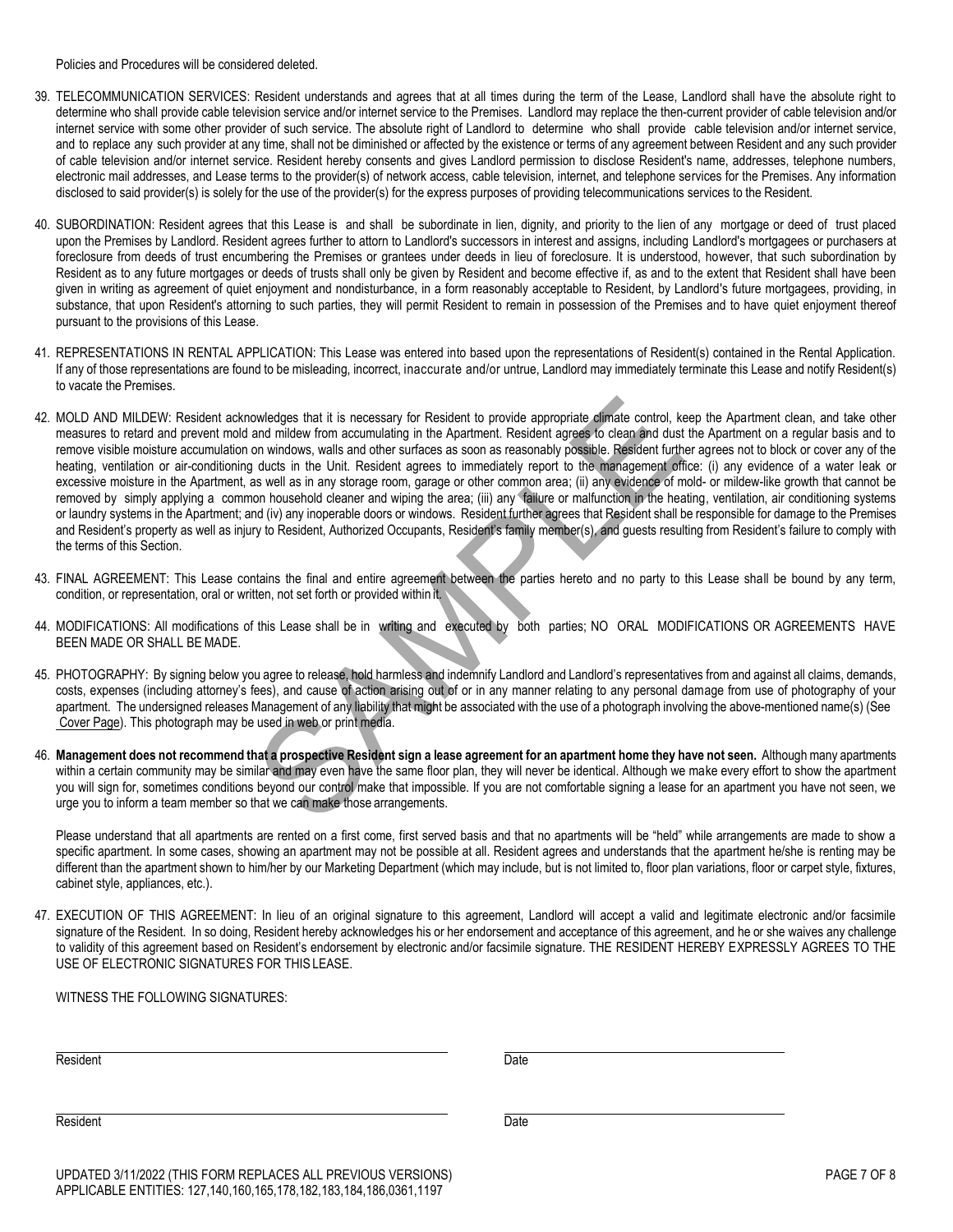Policies and Procedures will be considered deleted.

39. TELECOMMUNICATION SERVICES: Resident understands and agrees that at all times during the term of the Lease, Landlord shall have the absolute right to determine who shall provide cable television service and/or internet service to the Premises. Landlord may replace the then-current provider of cable television and/or internet service with some other provider of such service. The absolute right of Landlord to determine who shall provide cable television and/or internet service, and to replace any such provider at any time, shall not be diminished or affected by the existence or terms of any agreement between Resident and any such provider of cable television and/or internet service. Resident hereby consents and gives Landlord permission to disclose Resident's name, addresses, telephone numbers, electronic mail addresses, and Lease terms to the provider(s) of network access, cable television, internet, and telephone services for the Premises. Any information disclosed to said provider(s) is solely for the use of the provider(s) for the express purposes of providing telecommunications services to the Resident.

40. SUBORDINATION: Resident agrees that this Lease is and shall be subordinate in lien, dignity, and priority to the lien of any mortgage or deed of trust placed upon the Premises by Landlord. Resident agrees further to attorn to Landlord's successors in interest and assigns, including Landlord's mortgagees or purchasers at foreclosure from deeds of trust encumbering the Premises or grantees under deeds in lieu of foreclosure. It is understood, however, that such subordination by Resident as to any future mortgages or deeds of trusts shall only be given by Resident and become effective if, as and to the extent that Resident shall have been given in writing as agreement of quiet enjoyment and nondisturbance, in a form reasonably acceptable to Resident, by Landlord's future mortgagees, providing, in substance, that upon Resident's attorning to such parties, they will permit Resident to remain in possession of the Premises and to have quiet enjoyment thereof pursuant to the provisions of this Lease.

41. REPRESENTATIONS IN RENTAL APPLICATION: This Lease was entered into based upon the representations of Resident(s) contained in the Rental Application. If any of those representations are found to be misleading, incorrect, inaccurate and/or untrue, Landlord may immediately terminate this Lease and notify Resident(s) to vacate the Premises.

42. MOLD AND MILDEW: Resident acknowledges that it is necessary for Resident to provide appropriate climate control, keep the Apartment clean, and take other measures to retard and prevent mold and mildew from accumulating in the Apartment. Resident agrees to clean and dust the Apartment on a regular basis and to remove visible moisture accumulation on windows, walls and other surfaces as soon as reasonably possible. Resident further agrees not to block or cover any of the heating, ventilation or air-conditioning ducts in the Unit. Resident agrees to immediately report to the management office: (i) any evidence of a water leak or excessive moisture in the Apartment, as well as in any storage room, garage or other common area; (ii) any evidence of mold- or mildew-like growth that cannot be removed by simply applying a common household cleaner and wiping the area; (iii) any failure or malfunction in the heating, ventilation, air conditioning systems or laundry systems in the Apartment; and (iv) any inoperable doors or windows. Resident further agrees that Resident shall be responsible for damage to the Premises and Resident's property as well as injury to Resident, Authorized Occupants, Resident's family member(s), and guests resulting from Resident's failure to comply with the terms of this Section.

43. FINAL AGREEMENT: This Lease contains the final and entire agreement between the parties hereto and no party to this Lease shall be bound by any term, condition, or representation, oral or written, not set forth or provided within it.

44. MODIFICATIONS: All modifications of this Lease shall be in writing and executed by both parties; NO ORAL MODIFICATIONS OR AGREEMENTS HAVE BEEN MADE OR SHALL BE MADE.

45. PHOTOGRAPHY: By signing below you agree to release, hold harmless and indemnify Landlord and Landlord's representatives from and against all claims, demands, costs, expenses (including attorney's fees), and cause of action arising out of or in any manner relating to any personal damage from use of photography of your apartment. The undersigned releases Management of any liability that might be associated with the use of a photograph involving the above-mentioned name(s) (See Cover Page). This photograph may be used in web or print media.

46. **Management does not recommend that a prospective Resident sign a lease agreement for an apartment home they have not seen.** Although many apartments within a certain community may be similar and may even have the same floor plan, they will never be identical. Although we make every effort to show the apartment you will sign for, sometimes conditions beyond our control make that impossible. If you are not comfortable signing a lease for an apartment you have not seen, we urge you to inform a team member so that we can make those arrangements.

    Please understand that all apartments are rented on a first come, first served basis and that no apartments will be "held" while arrangements are made to show a specific apartment. In some cases, showing an apartment may not be possible at all. Resident agrees and understands that the apartment he/she is renting may be different than the apartment shown to him/her by our Marketing Department (which may include, but is not limited to, floor plan variations, floor or carpet style, fixtures, cabinet style, appliances, etc.).

47. EXECUTION OF THIS AGREEMENT: In lieu of an original signature to this agreement, Landlord will accept a valid and legitimate electronic and/or facsimile signature of the Resident. In so doing, Resident hereby acknowledges his or her endorsement and acceptance of this agreement, and he or she waives any challenge to validity of this agreement based on Resident's endorsement by electronic and/or facsimile signature. THE RESIDENT HEREBY EXPRESSLY AGREES TO THE USE OF ELECTRONIC SIGNATURES FOR THIS LEASE.

    WITNESS THE FOLLOWING SIGNATURES:

| | |
|---|---|
| Resident | Date |
| Resident | Date |

UPDATED 3/11/2022 (THIS FORM REPLACES ALL PREVIOUS VERSIONS)
APPLICABLE ENTITIES: 127,140,160,165,178,182,183,184,186,0361,1197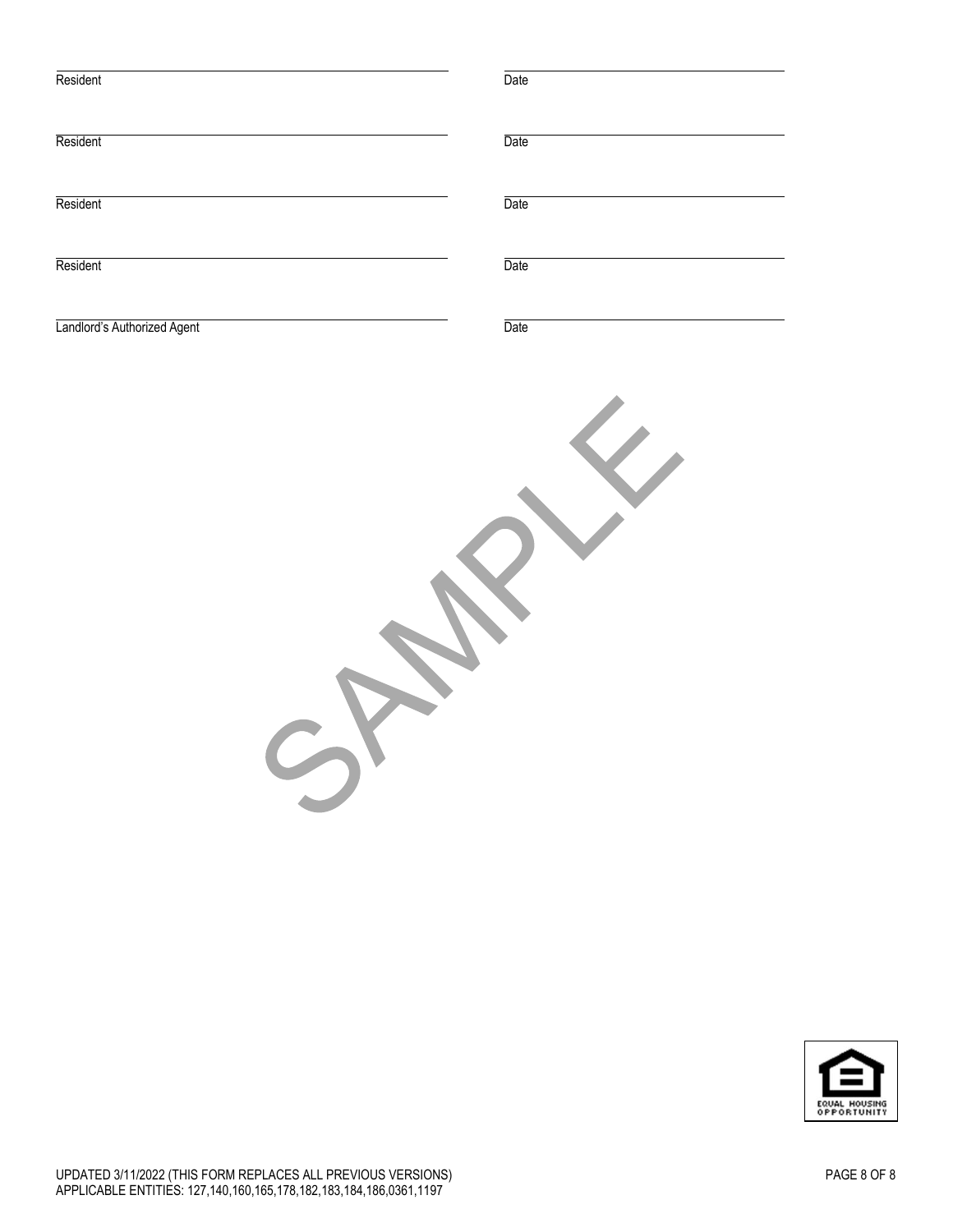| | |
|---|---|
| ______________________________ | ______________________________ |
| Resident | Date |
| ______________________________ | ______________________________ |
| Resident | Date |
| ______________________________ | ______________________________ |
| Resident | Date |
| ______________________________ | ______________________________ |
| Resident | Date |
| ______________________________ | ______________________________ |
| Landlord's Authorized Agent | Date |

SAMPLE

EQUAL HOUSING OPPORTUNITY

UPDATED 3/11/2022 (THIS FORM REPLACES ALL PREVIOUS VERSIONS)
APPLICABLE ENTITIES: 127,140,160,165,178,182,183,184,186,0361,1197